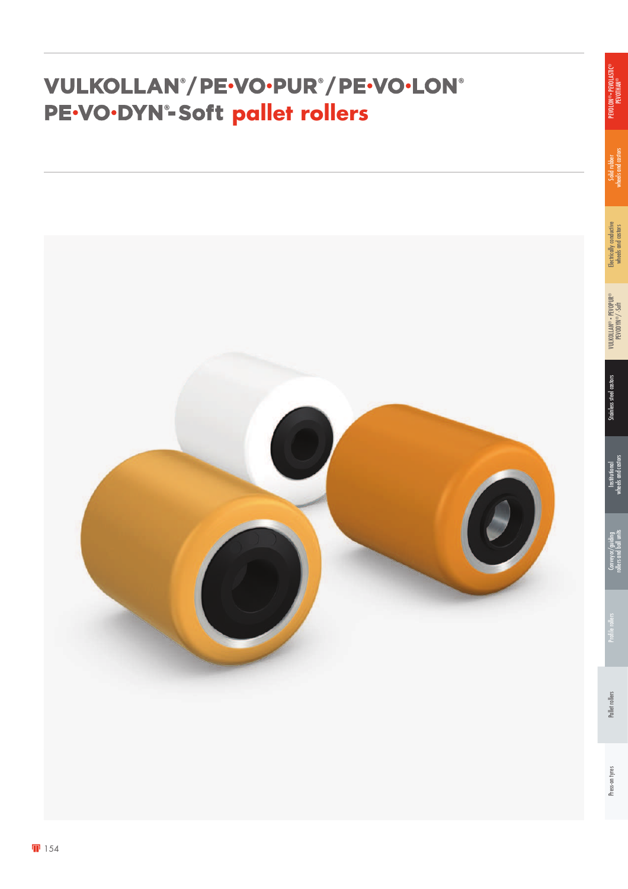# VULKOLLAN®/PE·VO·PUR®/PE·VO·LON® PE·VO·DYN®-Soft pallet rollers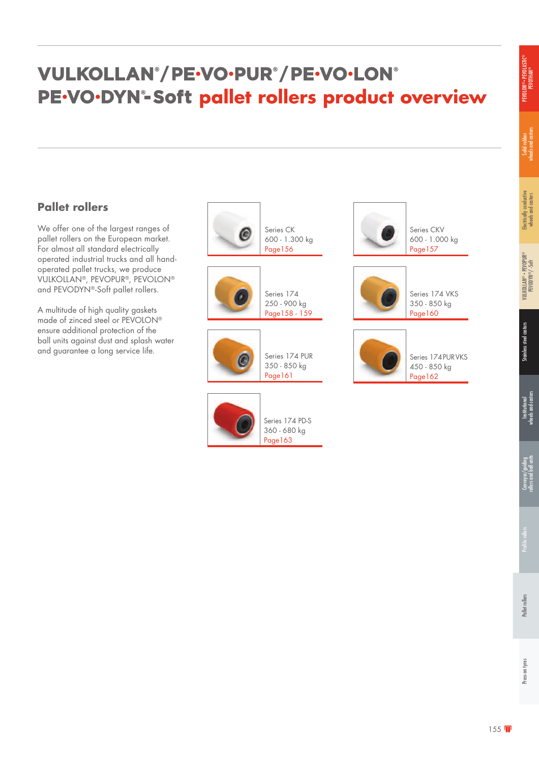# VULKOLLAN®/PE•VO•PUR®/PE•VO•LON® PE•VO•DYN®-Soft pallet rollers product overview

## Pallet rollers

We offer one of the largest ranges of pallet rollers on the European market. For almost all standard electrically operated industrial trucks and all hand-operated pallet trucks, we produce VULKOLLAN®, PEVOPUR®, PEVOLON® and PEVODYN®-Soft pallet rollers.

A multitude of high quality gaskets made of zinced steel or PEVOLON® ensure additional protection of the ball units against dust and splash water and guarantee a long service life.

Series CK
600 - 1.300 kg
Page 156

Series CKV
600 - 1.000 kg
Page 157

Series 174
250 - 900 kg
Page 158 - 159

Series 174 VKS
350 - 850 kg
Page 160

Series 174 PUR
350 - 850 kg
Page 161

Series 174 PUR VKS
450 - 850 kg
Page 162

Series 174 PD-S
360 - 680 kg
Page 163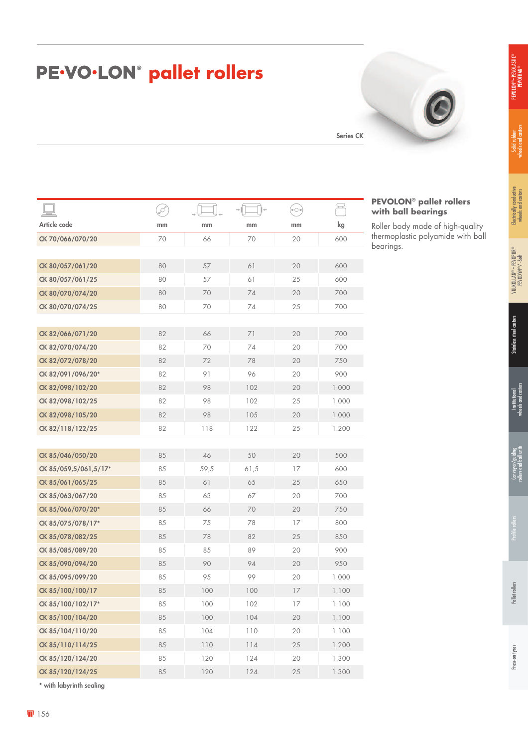# PE·VO·LON® pallet rollers

Series CK

| Article code | mm | mm | mm | mm | kg |
|---|---|---|---|---|---|
| CK 70/066/070/20 | 70 | 66 | 70 | 20 | 600 |
| CK 80/057/061/20 | 80 | 57 | 61 | 20 | 600 |
| CK 80/057/061/25 | 80 | 57 | 61 | 25 | 600 |
| CK 80/070/074/20 | 80 | 70 | 74 | 20 | 700 |
| CK 80/070/074/25 | 80 | 70 | 74 | 25 | 700 |
| CK 82/066/071/20 | 82 | 66 | 71 | 20 | 700 |
| CK 82/070/074/20 | 82 | 70 | 74 | 20 | 700 |
| CK 82/072/078/20 | 82 | 72 | 78 | 20 | 750 |
| CK 82/091/096/20* | 82 | 91 | 96 | 20 | 900 |
| CK 82/098/102/20 | 82 | 98 | 102 | 20 | 1.000 |
| CK 82/098/102/25 | 82 | 98 | 102 | 25 | 1.000 |
| CK 82/098/105/20 | 82 | 98 | 105 | 20 | 1.000 |
| CK 82/118/122/25 | 82 | 118 | 122 | 25 | 1.200 |
| CK 85/046/050/20 | 85 | 46 | 50 | 20 | 500 |
| CK 85/059,5/061,5/17* | 85 | 59,5 | 61,5 | 17 | 600 |
| CK 85/061/065/25 | 85 | 61 | 65 | 25 | 650 |
| CK 85/063/067/20 | 85 | 63 | 67 | 20 | 700 |
| CK 85/066/070/20* | 85 | 66 | 70 | 20 | 750 |
| CK 85/075/078/17* | 85 | 75 | 78 | 17 | 800 |
| CK 85/078/082/25 | 85 | 78 | 82 | 25 | 850 |
| CK 85/085/089/20 | 85 | 85 | 89 | 20 | 900 |
| CK 85/090/094/20 | 85 | 90 | 94 | 20 | 950 |
| CK 85/095/099/20 | 85 | 95 | 99 | 20 | 1.000 |
| CK 85/100/100/17 | 85 | 100 | 100 | 17 | 1.100 |
| CK 85/100/102/17* | 85 | 100 | 102 | 17 | 1.100 |
| CK 85/100/104/20 | 85 | 100 | 104 | 20 | 1.100 |
| CK 85/104/110/20 | 85 | 104 | 110 | 20 | 1.100 |
| CK 85/110/114/25 | 85 | 110 | 114 | 25 | 1.200 |
| CK 85/120/124/20 | 85 | 120 | 124 | 20 | 1.300 |
| CK 85/120/124/25 | 85 | 120 | 124 | 25 | 1.300 |

\* with labyrinth sealing

## PEVOLON® pallet rollers with ball bearings

Roller body made of high-quality thermoplastic polyamide with ball bearings.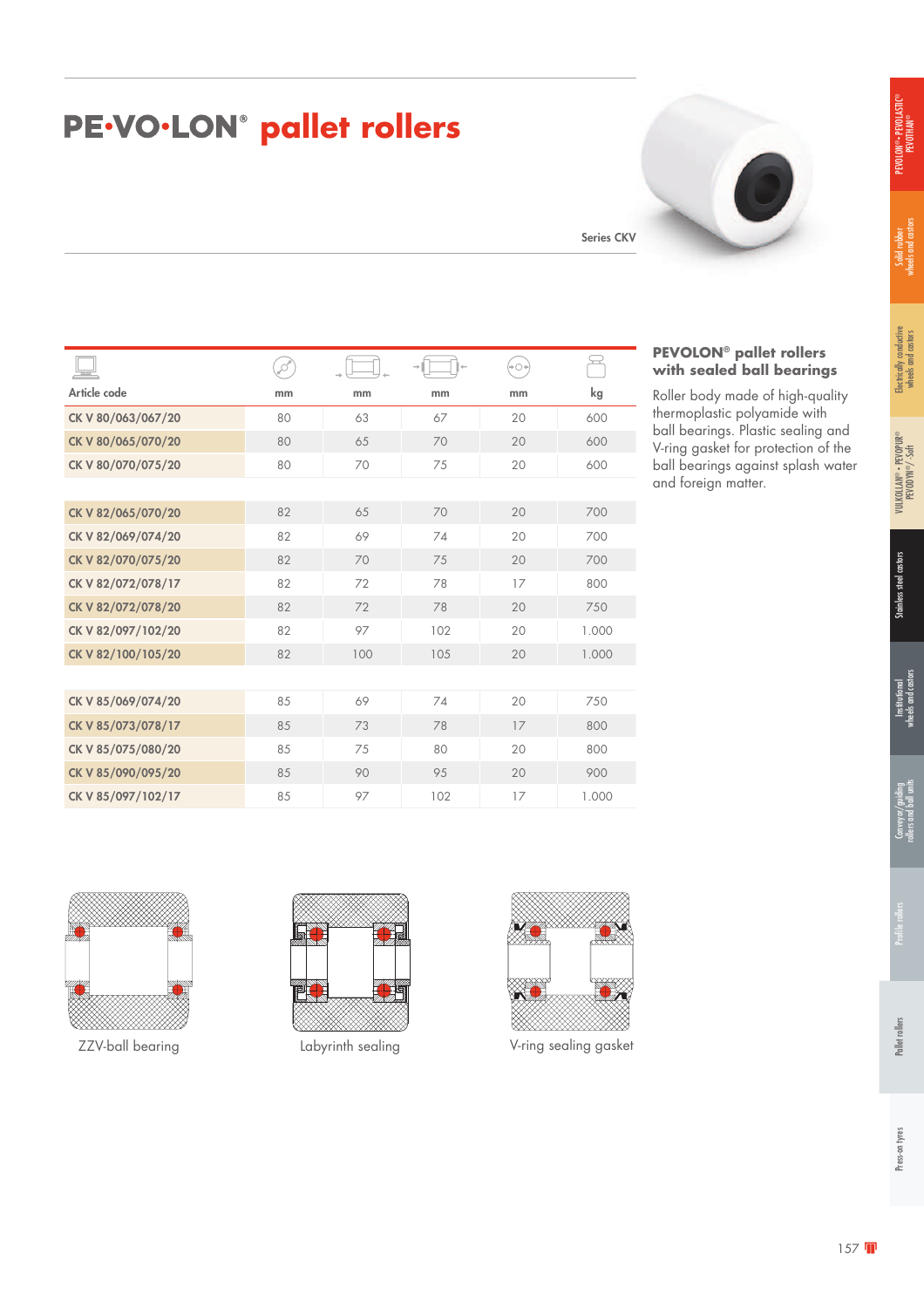# PE•VO•LON® pallet rollers

Series CKV

| Article code | mm | mm | mm | mm | kg |
|---|---|---|---|---|---|
| CK V 80/063/067/20 | 80 | 63 | 67 | 20 | 600 |
| CK V 80/065/070/20 | 80 | 65 | 70 | 20 | 600 |
| CK V 80/070/075/20 | 80 | 70 | 75 | 20 | 600 |
| CK V 82/065/070/20 | 82 | 65 | 70 | 20 | 700 |
| CK V 82/069/074/20 | 82 | 69 | 74 | 20 | 700 |
| CK V 82/070/075/20 | 82 | 70 | 75 | 20 | 700 |
| CK V 82/072/078/17 | 82 | 72 | 78 | 17 | 800 |
| CK V 82/072/078/20 | 82 | 72 | 78 | 20 | 750 |
| CK V 82/097/102/20 | 82 | 97 | 102 | 20 | 1.000 |
| CK V 82/100/105/20 | 82 | 100 | 105 | 20 | 1.000 |
| CK V 85/069/074/20 | 85 | 69 | 74 | 20 | 750 |
| CK V 85/073/078/17 | 85 | 73 | 78 | 17 | 800 |
| CK V 85/075/080/20 | 85 | 75 | 80 | 20 | 800 |
| CK V 85/090/095/20 | 85 | 90 | 95 | 20 | 900 |
| CK V 85/097/102/17 | 85 | 97 | 102 | 17 | 1.000 |

### PEVOLON® pallet rollers with sealed ball bearings

Roller body made of high-quality thermoplastic polyamide with ball bearings. Plastic sealing and V-ring gasket for protection of the ball bearings against splash water and foreign matter.

ZZV-ball bearing

Labyrinth sealing

V-ring sealing gasket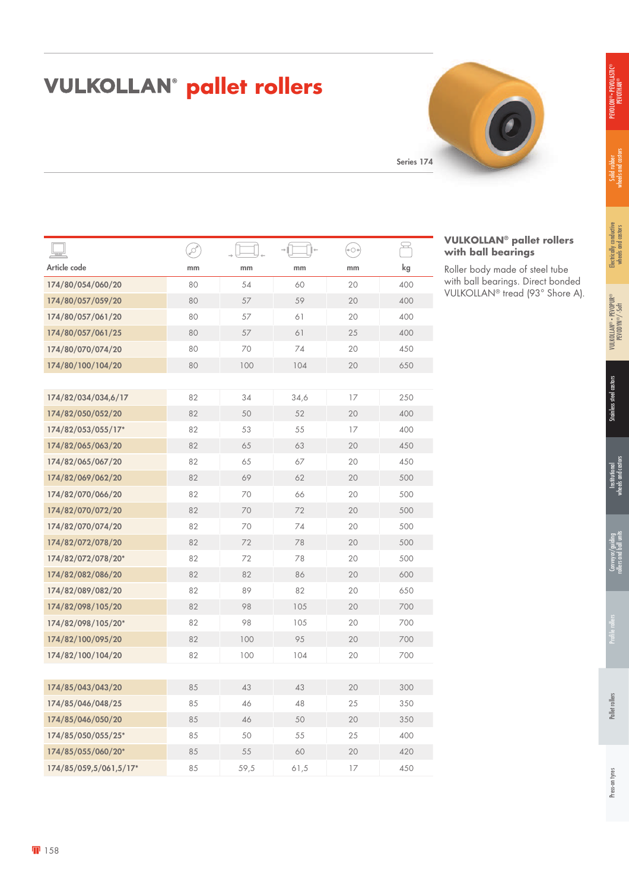# VULKOLLAN® pallet rollers

Series 174

| Article code | mm | mm | mm | mm | kg |
|---|---|---|---|---|---|
| 174/80/054/060/20 | 80 | 54 | 60 | 20 | 400 |
| 174/80/057/059/20 | 80 | 57 | 59 | 20 | 400 |
| 174/80/057/061/20 | 80 | 57 | 61 | 20 | 400 |
| 174/80/057/061/25 | 80 | 57 | 61 | 25 | 400 |
| 174/80/070/074/20 | 80 | 70 | 74 | 20 | 450 |
| 174/80/100/104/20 | 80 | 100 | 104 | 20 | 650 |
| | | | | | |
| 174/82/034/034,6/17 | 82 | 34 | 34,6 | 17 | 250 |
| 174/82/050/052/20 | 82 | 50 | 52 | 20 | 400 |
| 174/82/053/055/17* | 82 | 53 | 55 | 17 | 400 |
| 174/82/065/063/20 | 82 | 65 | 63 | 20 | 450 |
| 174/82/065/067/20 | 82 | 65 | 67 | 20 | 450 |
| 174/82/069/062/20 | 82 | 69 | 62 | 20 | 500 |
| 174/82/070/066/20 | 82 | 70 | 66 | 20 | 500 |
| 174/82/070/072/20 | 82 | 70 | 72 | 20 | 500 |
| 174/82/070/074/20 | 82 | 70 | 74 | 20 | 500 |
| 174/82/072/078/20 | 82 | 72 | 78 | 20 | 500 |
| 174/82/072/078/20* | 82 | 72 | 78 | 20 | 500 |
| 174/82/082/086/20 | 82 | 82 | 86 | 20 | 600 |
| 174/82/089/082/20 | 82 | 89 | 82 | 20 | 650 |
| 174/82/098/105/20 | 82 | 98 | 105 | 20 | 700 |
| 174/82/098/105/20* | 82 | 98 | 105 | 20 | 700 |
| 174/82/100/095/20 | 82 | 100 | 95 | 20 | 700 |
| 174/82/100/104/20 | 82 | 100 | 104 | 20 | 700 |
| | | | | | |
| 174/85/043/043/20 | 85 | 43 | 43 | 20 | 300 |
| 174/85/046/048/25 | 85 | 46 | 48 | 25 | 350 |
| 174/85/046/050/20 | 85 | 46 | 50 | 20 | 350 |
| 174/85/050/055/25* | 85 | 50 | 55 | 25 | 400 |
| 174/85/055/060/20* | 85 | 55 | 60 | 20 | 420 |
| 174/85/059,5/061,5/17* | 85 | 59,5 | 61,5 | 17 | 450 |

### VULKOLLAN® pallet rollers with ball bearings

Roller body made of steel tube with ball bearings. Direct bonded VULKOLLAN® tread (93° Shore A).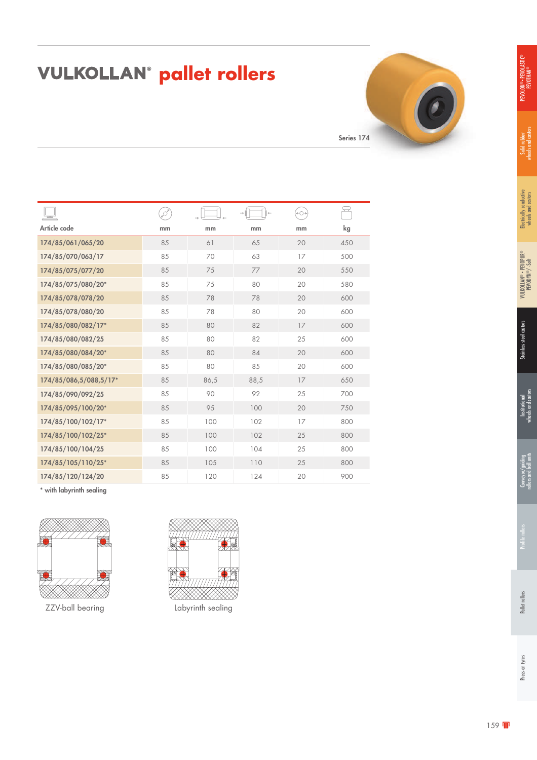# VULKOLLAN® pallet rollers

Series 174

| Article code | mm | mm | mm | mm | kg |
|---|---|---|---|---|---|
| 174/85/061/065/20 | 85 | 61 | 65 | 20 | 450 |
| 174/85/070/063/17 | 85 | 70 | 63 | 17 | 500 |
| 174/85/075/077/20 | 85 | 75 | 77 | 20 | 550 |
| 174/85/075/080/20* | 85 | 75 | 80 | 20 | 580 |
| 174/85/078/078/20 | 85 | 78 | 78 | 20 | 600 |
| 174/85/078/080/20 | 85 | 78 | 80 | 20 | 600 |
| 174/85/080/082/17* | 85 | 80 | 82 | 17 | 600 |
| 174/85/080/082/25 | 85 | 80 | 82 | 25 | 600 |
| 174/85/080/084/20* | 85 | 80 | 84 | 20 | 600 |
| 174/85/080/085/20* | 85 | 80 | 85 | 20 | 600 |
| 174/85/086,5/088,5/17* | 85 | 86,5 | 88,5 | 17 | 650 |
| 174/85/090/092/25 | 85 | 90 | 92 | 25 | 700 |
| 174/85/095/100/20* | 85 | 95 | 100 | 20 | 750 |
| 174/85/100/102/17* | 85 | 100 | 102 | 17 | 800 |
| 174/85/100/102/25* | 85 | 100 | 102 | 25 | 800 |
| 174/85/100/104/25 | 85 | 100 | 104 | 25 | 800 |
| 174/85/105/110/25* | 85 | 105 | 110 | 25 | 800 |
| 174/85/120/124/20 | 85 | 120 | 124 | 20 | 900 |

* with labyrinth sealing

ZZV-ball bearing

Labyrinth sealing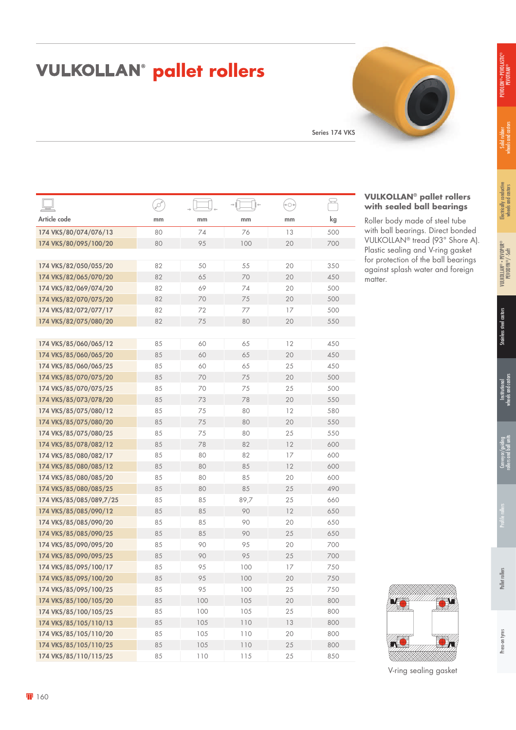# VULKOLLAN® pallet rollers

Series 174 VKS

| Article code | mm | mm | mm | mm | kg |
|---|---|---|---|---|---|
| 174 VKS/80/074/076/13 | 80 | 74 | 76 | 13 | 500 |
| 174 VKS/80/095/100/20 | 80 | 95 | 100 | 20 | 700 |
| | | | | | |
| 174 VKS/82/050/055/20 | 82 | 50 | 55 | 20 | 350 |
| 174 VKS/82/065/070/20 | 82 | 65 | 70 | 20 | 450 |
| 174 VKS/82/069/074/20 | 82 | 69 | 74 | 20 | 500 |
| 174 VKS/82/070/075/20 | 82 | 70 | 75 | 20 | 500 |
| 174 VKS/82/072/077/17 | 82 | 72 | 77 | 17 | 500 |
| 174 VKS/82/075/080/20 | 82 | 75 | 80 | 20 | 550 |
| | | | | | |
| 174 VKS/85/060/065/12 | 85 | 60 | 65 | 12 | 450 |
| 174 VKS/85/060/065/20 | 85 | 60 | 65 | 20 | 450 |
| 174 VKS/85/060/065/25 | 85 | 60 | 65 | 25 | 450 |
| 174 VKS/85/070/075/20 | 85 | 70 | 75 | 20 | 500 |
| 174 VKS/85/070/075/25 | 85 | 70 | 75 | 25 | 500 |
| 174 VKS/85/073/078/20 | 85 | 73 | 78 | 20 | 550 |
| 174 VKS/85/075/080/12 | 85 | 75 | 80 | 12 | 580 |
| 174 VKS/85/075/080/20 | 85 | 75 | 80 | 20 | 550 |
| 174 VKS/85/075/080/25 | 85 | 75 | 80 | 25 | 550 |
| 174 VKS/85/078/082/12 | 85 | 78 | 82 | 12 | 600 |
| 174 VKS/85/080/082/17 | 85 | 80 | 82 | 17 | 600 |
| 174 VKS/85/080/085/12 | 85 | 80 | 85 | 12 | 600 |
| 174 VKS/85/080/085/20 | 85 | 80 | 85 | 20 | 600 |
| 174 VKS/85/080/085/25 | 85 | 80 | 85 | 25 | 490 |
| 174 VKS/85/085/089,7/25 | 85 | 85 | 89,7 | 25 | 660 |
| 174 VKS/85/085/090/12 | 85 | 85 | 90 | 12 | 650 |
| 174 VKS/85/085/090/20 | 85 | 85 | 90 | 20 | 650 |
| 174 VKS/85/085/090/25 | 85 | 85 | 90 | 25 | 650 |
| 174 VKS/85/090/095/20 | 85 | 90 | 95 | 20 | 700 |
| 174 VKS/85/090/095/25 | 85 | 90 | 95 | 25 | 700 |
| 174 VKS/85/095/100/17 | 85 | 95 | 100 | 17 | 750 |
| 174 VKS/85/095/100/20 | 85 | 95 | 100 | 20 | 750 |
| 174 VKS/85/095/100/25 | 85 | 95 | 100 | 25 | 750 |
| 174 VKS/85/100/105/20 | 85 | 100 | 105 | 20 | 800 |
| 174 VKS/85/100/105/25 | 85 | 100 | 105 | 25 | 800 |
| 174 VKS/85/105/110/13 | 85 | 105 | 110 | 13 | 800 |
| 174 VKS/85/105/110/20 | 85 | 105 | 110 | 20 | 800 |
| 174 VKS/85/105/110/25 | 85 | 105 | 110 | 25 | 800 |
| 174 VKS/85/110/115/25 | 85 | 110 | 115 | 25 | 850 |

### VULKOLLAN® pallet rollers with sealed ball bearings

Roller body made of steel tube with ball bearings. Direct bonded VULKOLLAN® tread (93° Shore A). Plastic sealing and V-ring gasket for protection of the ball bearings against splash water and foreign matter.

V-ring sealing gasket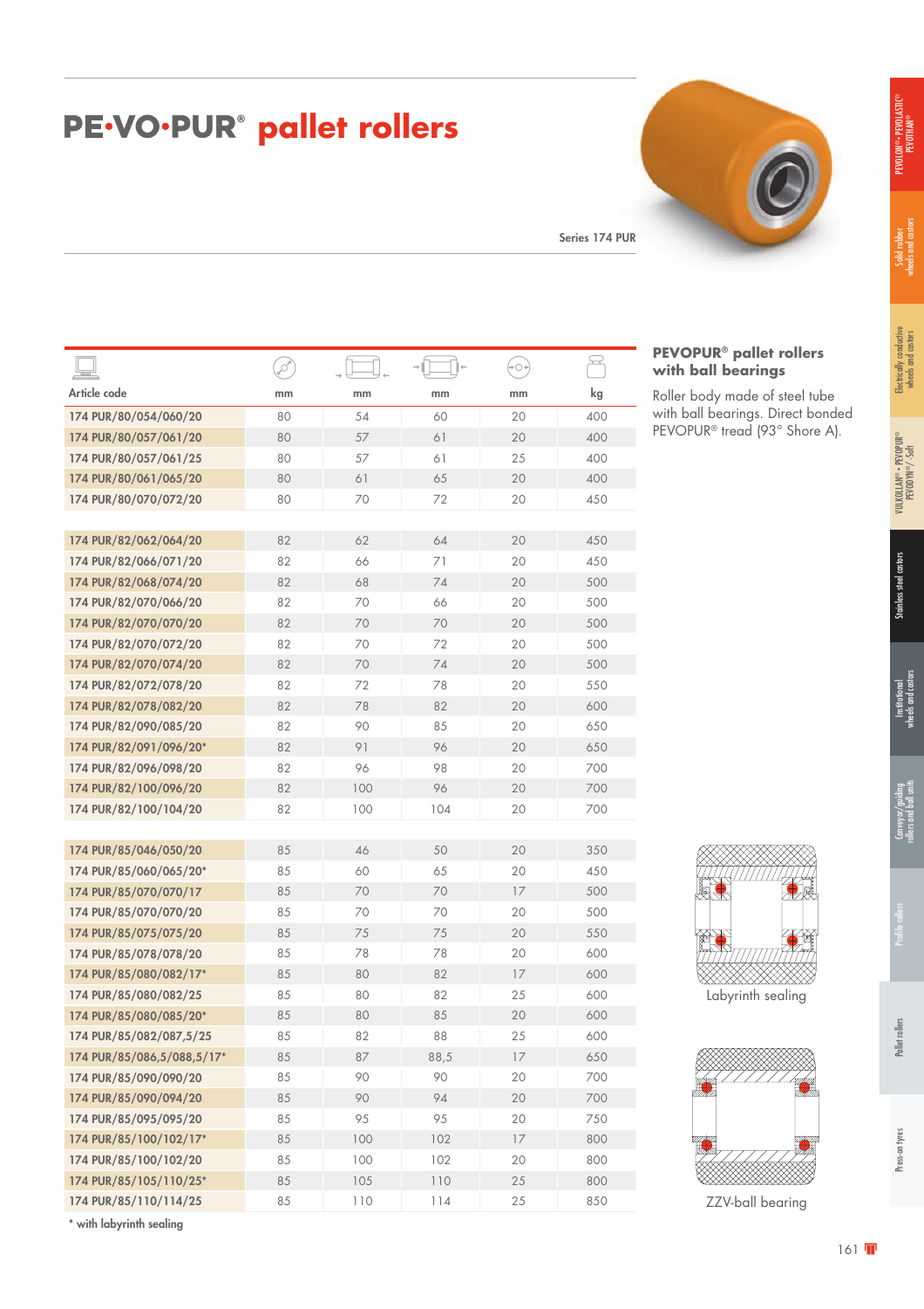# PE·VO·PUR® pallet rollers

Series 174 PUR

| Article code | mm | mm | mm | mm | kg |
|---|---|---|---|---|---|
| 174 PUR/80/054/060/20 | 80 | 54 | 60 | 20 | 400 |
| 174 PUR/80/057/061/20 | 80 | 57 | 61 | 20 | 400 |
| 174 PUR/80/057/061/25 | 80 | 57 | 61 | 25 | 400 |
| 174 PUR/80/061/065/20 | 80 | 61 | 65 | 20 | 400 |
| 174 PUR/80/070/072/20 | 80 | 70 | 72 | 20 | 450 |
| 174 PUR/82/062/064/20 | 82 | 62 | 64 | 20 | 450 |
| 174 PUR/82/066/071/20 | 82 | 66 | 71 | 20 | 450 |
| 174 PUR/82/068/074/20 | 82 | 68 | 74 | 20 | 500 |
| 174 PUR/82/070/066/20 | 82 | 70 | 66 | 20 | 500 |
| 174 PUR/82/070/070/20 | 82 | 70 | 70 | 20 | 500 |
| 174 PUR/82/070/072/20 | 82 | 70 | 72 | 20 | 500 |
| 174 PUR/82/070/074/20 | 82 | 70 | 74 | 20 | 500 |
| 174 PUR/82/072/078/20 | 82 | 72 | 78 | 20 | 550 |
| 174 PUR/82/078/082/20 | 82 | 78 | 82 | 20 | 600 |
| 174 PUR/82/090/085/20 | 82 | 90 | 85 | 20 | 650 |
| 174 PUR/82/091/096/20* | 82 | 91 | 96 | 20 | 650 |
| 174 PUR/82/096/098/20 | 82 | 96 | 98 | 20 | 700 |
| 174 PUR/82/100/096/20 | 82 | 100 | 96 | 20 | 700 |
| 174 PUR/82/100/104/20 | 82 | 100 | 104 | 20 | 700 |
| 174 PUR/85/046/050/20 | 85 | 46 | 50 | 20 | 350 |
| 174 PUR/85/060/065/20* | 85 | 60 | 65 | 20 | 450 |
| 174 PUR/85/070/070/17 | 85 | 70 | 70 | 17 | 500 |
| 174 PUR/85/070/070/20 | 85 | 70 | 70 | 20 | 500 |
| 174 PUR/85/075/075/20 | 85 | 75 | 75 | 20 | 550 |
| 174 PUR/85/078/078/20 | 85 | 78 | 78 | 20 | 600 |
| 174 PUR/85/080/082/17* | 85 | 80 | 82 | 17 | 600 |
| 174 PUR/85/080/082/25 | 85 | 80 | 82 | 25 | 600 |
| 174 PUR/85/080/085/20* | 85 | 80 | 85 | 20 | 600 |
| 174 PUR/85/082/087,5/25 | 85 | 82 | 88 | 25 | 600 |
| 174 PUR/85/086,5/088,5/17* | 85 | 87 | 88,5 | 17 | 650 |
| 174 PUR/85/090/090/20 | 85 | 90 | 90 | 20 | 700 |
| 174 PUR/85/090/094/20 | 85 | 90 | 94 | 20 | 700 |
| 174 PUR/85/095/095/20 | 85 | 95 | 95 | 20 | 750 |
| 174 PUR/85/100/102/17* | 85 | 100 | 102 | 17 | 800 |
| 174 PUR/85/100/102/20 | 85 | 100 | 102 | 20 | 800 |
| 174 PUR/85/105/110/25* | 85 | 105 | 110 | 25 | 800 |
| 174 PUR/85/110/114/25 | 85 | 110 | 114 | 25 | 850 |

\* with labyrinth sealing

### PEVOPUR® pallet rollers with ball bearings

Roller body made of steel tube with ball bearings. Direct bonded PEVOPUR® tread (93° Shore A).

Labyrinth sealing

ZZV-ball bearing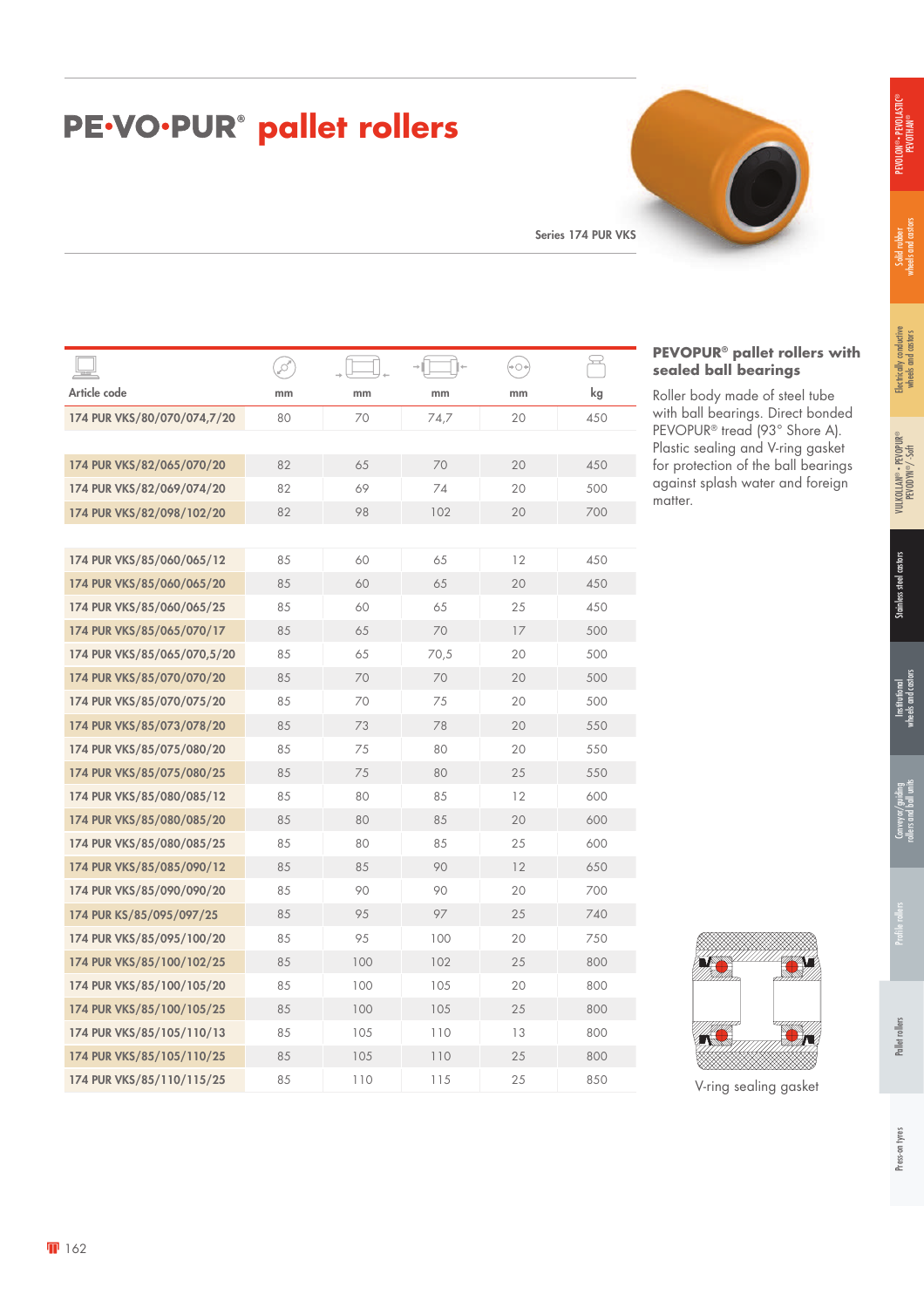# PE·VO·PUR® pallet rollers

Series 174 PUR VKS

| Article code | mm | mm | mm | mm | kg |
|---|---|---|---|---|---|
| 174 PUR VKS/80/070/074,7/20 | 80 | 70 | 74,7 | 20 | 450 |
| 174 PUR VKS/82/065/070/20 | 82 | 65 | 70 | 20 | 450 |
| 174 PUR VKS/82/069/074/20 | 82 | 69 | 74 | 20 | 500 |
| 174 PUR VKS/82/098/102/20 | 82 | 98 | 102 | 20 | 700 |
| 174 PUR VKS/85/060/065/12 | 85 | 60 | 65 | 12 | 450 |
| 174 PUR VKS/85/060/065/20 | 85 | 60 | 65 | 20 | 450 |
| 174 PUR VKS/85/060/065/25 | 85 | 60 | 65 | 25 | 450 |
| 174 PUR VKS/85/065/070/17 | 85 | 65 | 70 | 17 | 500 |
| 174 PUR VKS/85/065/070,5/20 | 85 | 65 | 70,5 | 20 | 500 |
| 174 PUR VKS/85/070/070/20 | 85 | 70 | 70 | 20 | 500 |
| 174 PUR VKS/85/070/075/20 | 85 | 70 | 75 | 20 | 500 |
| 174 PUR VKS/85/073/078/20 | 85 | 73 | 78 | 20 | 550 |
| 174 PUR VKS/85/075/080/20 | 85 | 75 | 80 | 20 | 550 |
| 174 PUR VKS/85/075/080/25 | 85 | 75 | 80 | 25 | 550 |
| 174 PUR VKS/85/080/085/12 | 85 | 80 | 85 | 12 | 600 |
| 174 PUR VKS/85/080/085/20 | 85 | 80 | 85 | 20 | 600 |
| 174 PUR VKS/85/080/085/25 | 85 | 80 | 85 | 25 | 600 |
| 174 PUR VKS/85/085/090/12 | 85 | 85 | 90 | 12 | 650 |
| 174 PUR VKS/85/090/090/20 | 85 | 90 | 90 | 20 | 700 |
| 174 PUR KS/85/095/097/25 | 85 | 95 | 97 | 25 | 740 |
| 174 PUR VKS/85/095/100/20 | 85 | 95 | 100 | 20 | 750 |
| 174 PUR VKS/85/100/102/25 | 85 | 100 | 102 | 25 | 800 |
| 174 PUR VKS/85/100/105/20 | 85 | 100 | 105 | 20 | 800 |
| 174 PUR VKS/85/100/105/25 | 85 | 100 | 105 | 25 | 800 |
| 174 PUR VKS/85/105/110/13 | 85 | 105 | 110 | 13 | 800 |
| 174 PUR VKS/85/105/110/25 | 85 | 105 | 110 | 25 | 800 |
| 174 PUR VKS/85/110/115/25 | 85 | 110 | 115 | 25 | 850 |

### PEVOPUR® pallet rollers with sealed ball bearings

Roller body made of steel tube with ball bearings. Direct bonded PEVOPUR® tread (93° Shore A). Plastic sealing and V-ring gasket for protection of the ball bearings against splash water and foreign matter.

V-ring sealing gasket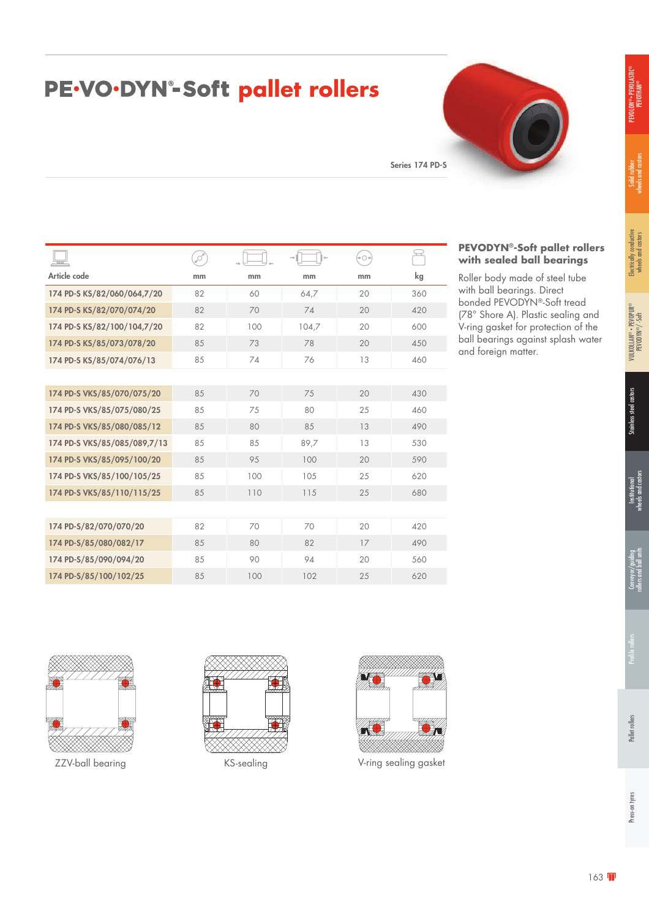# PE•VO•DYN®-Soft pallet rollers

Series 174 PD-S

| Article code | mm | mm | mm | mm | kg |
|---|---|---|---|---|---|
| 174 PD-S KS/82/060/064,7/20 | 82 | 60 | 64,7 | 20 | 360 |
| 174 PD-S KS/82/070/074/20 | 82 | 70 | 74 | 20 | 420 |
| 174 PD-S KS/82/100/104,7/20 | 82 | 100 | 104,7 | 20 | 600 |
| 174 PD-S KS/85/073/078/20 | 85 | 73 | 78 | 20 | 450 |
| 174 PD-S KS/85/074/076/13 | 85 | 74 | 76 | 13 | 460 |
| 174 PD-S VKS/85/070/075/20 | 85 | 70 | 75 | 20 | 430 |
| 174 PD-S VKS/85/075/080/25 | 85 | 75 | 80 | 25 | 460 |
| 174 PD-S VKS/85/080/085/12 | 85 | 80 | 85 | 13 | 490 |
| 174 PD-S VKS/85/085/089,7/13 | 85 | 85 | 89,7 | 13 | 530 |
| 174 PD-S VKS/85/095/100/20 | 85 | 95 | 100 | 20 | 590 |
| 174 PD-S VKS/85/100/105/25 | 85 | 100 | 105 | 25 | 620 |
| 174 PD-S VKS/85/110/115/25 | 85 | 110 | 115 | 25 | 680 |
| 174 PD-S/82/070/070/20 | 82 | 70 | 70 | 20 | 420 |
| 174 PD-S/85/080/082/17 | 85 | 80 | 82 | 17 | 490 |
| 174 PD-S/85/090/094/20 | 85 | 90 | 94 | 20 | 560 |
| 174 PD-S/85/100/102/25 | 85 | 100 | 102 | 25 | 620 |

**PEVODYN®-Soft pallet rollers with sealed ball bearings**

Roller body made of steel tube with ball bearings. Direct bonded PEVODYN®-Soft tread (78° Shore A). Plastic sealing and V-ring gasket for protection of the ball bearings against splash water and foreign matter.

ZZV-ball bearing

KS-sealing

V-ring sealing gasket